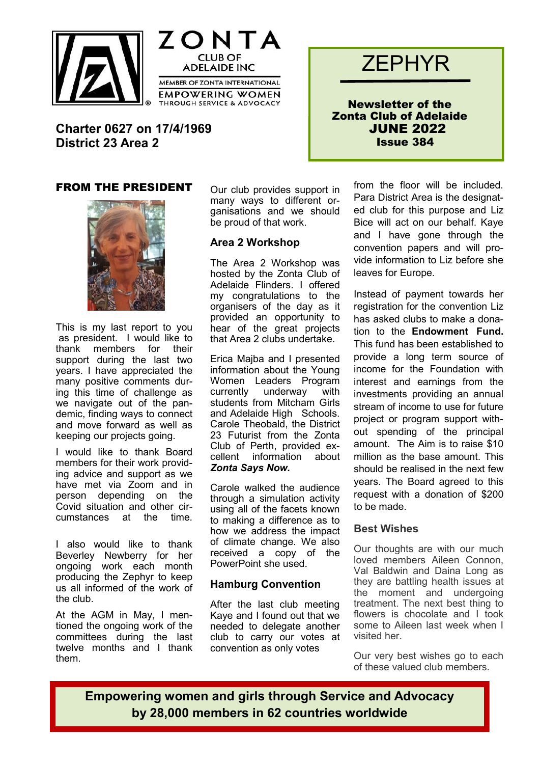ZONTA CLUB OF ADELAIDE INC

MEMBER OF ZONTA INTERNATIONAL

EMPOWERING WOMEN THROUGH SERVICE & ADVOCACY

**Charter 0627 on 17/4/1969**
**District 23 Area 2**

# ZEPHYR

**Newsletter of the Zonta Club of Adelaide**
**JUNE 2022**
**Issue 384**

## FROM THE PRESIDENT

This is my last report to you as president. I would like to thank members for their support during the last two years. I have appreciated the many positive comments during this time of challenge as we navigate out of the pandemic, finding ways to connect and move forward as well as keeping our projects going.

I would like to thank Board members for their work providing advice and support as we have met via Zoom and in person depending on the Covid situation and other circumstances at the time.

I also would like to thank Beverley Newberry for her ongoing work each month producing the Zephyr to keep us all informed of the work of the club.

At the AGM in May, I mentioned the ongoing work of the committees during the last twelve months and I thank them.

Our club provides support in many ways to different organisations and we should be proud of that work.

### Area 2 Workshop

The Area 2 Workshop was hosted by the Zonta Club of Adelaide Flinders. I offered my congratulations to the organisers of the day as it provided an opportunity to hear of the great projects that Area 2 clubs undertake.

Erica Majba and I presented information about the Young Women Leaders Program currently underway with students from Mitcham Girls and Adelaide High Schools. Carole Theobald, the District 23 Futurist from the Zonta Club of Perth, provided excellent information about ***Zonta Says Now.***

Carole walked the audience through a simulation activity using all of the facets known to making a difference as to how we address the impact of climate change. We also received a copy of the PowerPoint she used.

### Hamburg Convention

After the last club meeting Kaye and I found out that we needed to delegate another club to carry our votes at convention as only votes from the floor will be included. Para District Area is the designated club for this purpose and Liz Bice will act on our behalf. Kaye and I have gone through the convention papers and will provide information to Liz before she leaves for Europe.

Instead of payment towards her registration for the convention Liz has asked clubs to make a donation to the **Endowment Fund.** This fund has been established to provide a long term source of income for the Foundation with interest and earnings from the investments providing an annual stream of income to use for future project or program support without spending of the principal amount. The Aim is to raise $10 million as the base amount. This should be realised in the next few years. The Board agreed to this request with a donation of $200 to be made.

### Best Wishes

Our thoughts are with our much loved members Aileen Connon, Val Baldwin and Daina Long as they are battling health issues at the moment and undergoing treatment. The next best thing to flowers is chocolate and I took some to Aileen last week when I visited her.

Our very best wishes go to each of these valued club members.

**Empowering women and girls through Service and Advocacy by 28,000 members in 62 countries worldwide**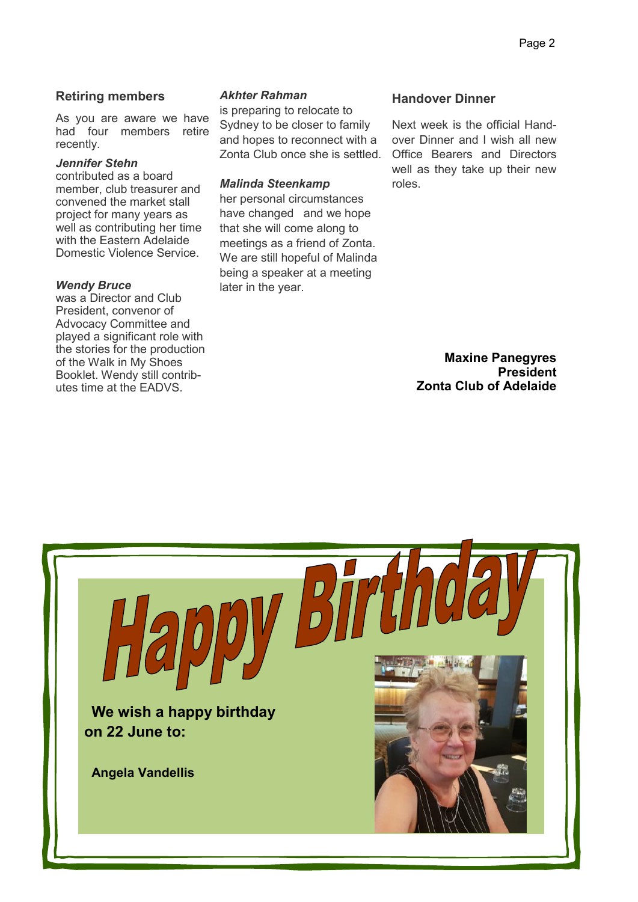## Retiring members

As you are aware we have had four members retire recently.

***Jennifer Stehn***
contributed as a board member, club treasurer and convened the market stall project for many years as well as contributing her time with the Eastern Adelaide Domestic Violence Service.

***Wendy Bruce***
was a Director and Club President, convenor of Advocacy Committee and played a significant role with the stories for the production of the Walk in My Shoes Booklet. Wendy still contributes time at the EADVS.

***Akhter Rahman***
is preparing to relocate to Sydney to be closer to family and hopes to reconnect with a Zonta Club once she is settled.

***Malinda Steenkamp***
her personal circumstances have changed and we hope that she will come along to meetings as a friend of Zonta. We are still hopeful of Malinda being a speaker at a meeting later in the year.

## Handover Dinner

Next week is the official Hand-over Dinner and I wish all new Office Bearers and Directors well as they take up their new roles.

**Maxine Panegyres**
**President**
**Zonta Club of Adelaide**

# Happy Birthday

**We wish a happy birthday on 22 June to:**

**Angela Vandellis**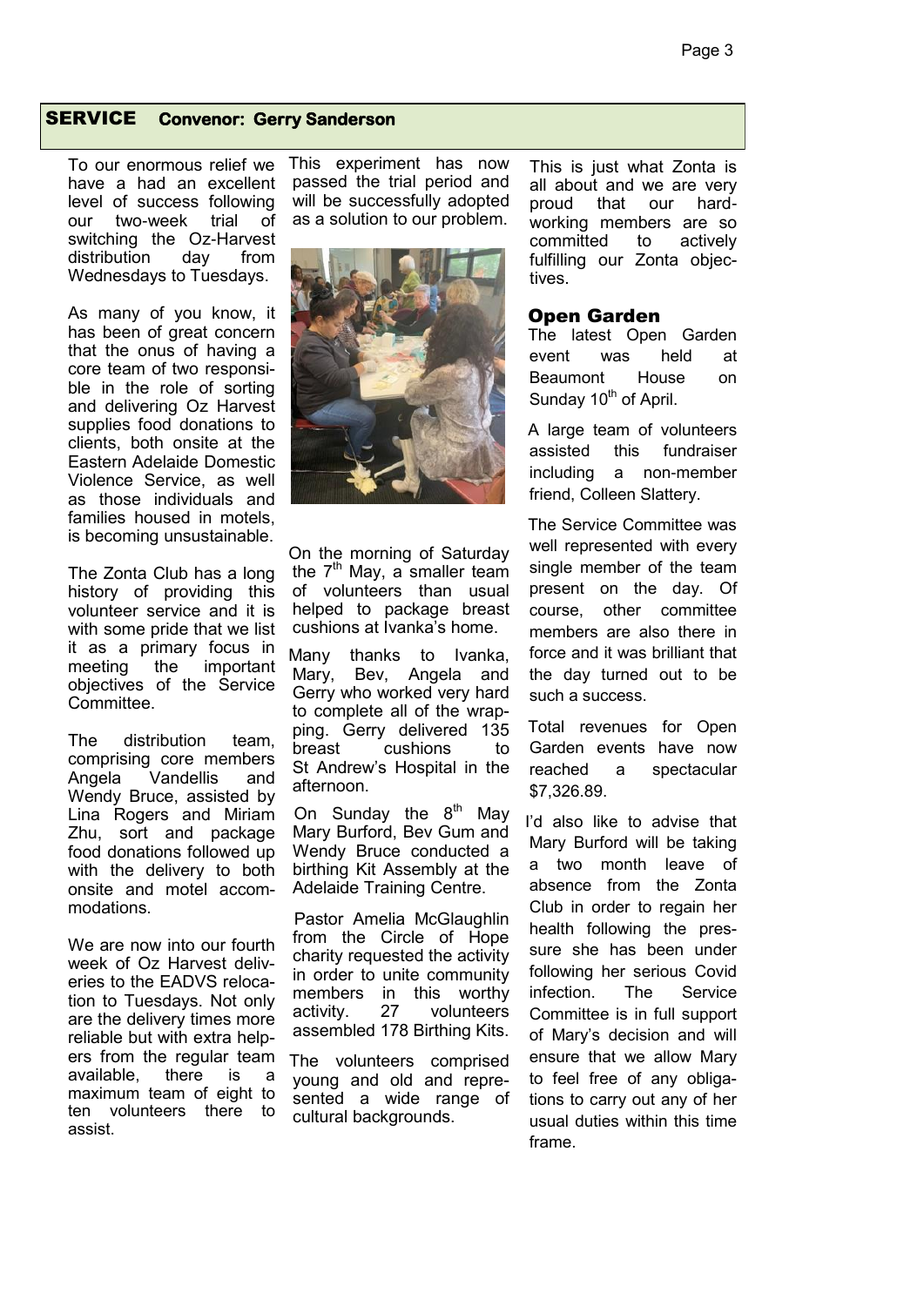## SERVICE Convenor: Gerry Sanderson

To our enormous relief we have a had an excellent level of success following our two-week trial of switching the Oz-Harvest distribution day from Wednesdays to Tuesdays.

As many of you know, it has been of great concern that the onus of having a core team of two responsible in the role of sorting and delivering Oz Harvest supplies food donations to clients, both onsite at the Eastern Adelaide Domestic Violence Service, as well as those individuals and families housed in motels, is becoming unsustainable.

The Zonta Club has a long history of providing this volunteer service and it is with some pride that we list it as a primary focus in meeting the important objectives of the Service Committee.

The distribution team, comprising core members Angela Vandellis and Wendy Bruce, assisted by Lina Rogers and Miriam Zhu, sort and package food donations followed up with the delivery to both onsite and motel accommodations.

We are now into our fourth week of Oz Harvest deliveries to the EADVS relocation to Tuesdays. Not only are the delivery times more reliable but with extra helpers from the regular team available, there is a maximum team of eight to ten volunteers there to assist.

This experiment has now passed the trial period and will be successfully adopted as a solution to our problem.

On the morning of Saturday the 7th May, a smaller team of volunteers than usual helped to package breast cushions at Ivanka's home.

Many thanks to Ivanka, Mary, Bev, Angela and Gerry who worked very hard to complete all of the wrapping. Gerry delivered 135 breast cushions to St Andrew's Hospital in the afternoon.

On Sunday the 8th May Mary Burford, Bev Gum and Wendy Bruce conducted a birthing Kit Assembly at the Adelaide Training Centre.

Pastor Amelia McGlaughlin from the Circle of Hope charity requested the activity in order to unite community members in this worthy activity. 27 volunteers assembled 178 Birthing Kits.

The volunteers comprised young and old and represented a wide range of cultural backgrounds.

This is just what Zonta is all about and we are very proud that our hard-working members are so committed to actively fulfilling our Zonta objectives.

### Open Garden

The latest Open Garden event was held at Beaumont House on Sunday 10th of April.

A large team of volunteers assisted this fundraiser including a non-member friend, Colleen Slattery.

The Service Committee was well represented with every single member of the team present on the day. Of course, other committee members are also there in force and it was brilliant that the day turned out to be such a success.

Total revenues for Open Garden events have now reached a spectacular $7,326.89.

I'd also like to advise that Mary Burford will be taking a two month leave of absence from the Zonta Club in order to regain her health following the pressure she has been under following her serious Covid infection. The Service Committee is in full support of Mary's decision and will ensure that we allow Mary to feel free of any obligations to carry out any of her usual duties within this time frame.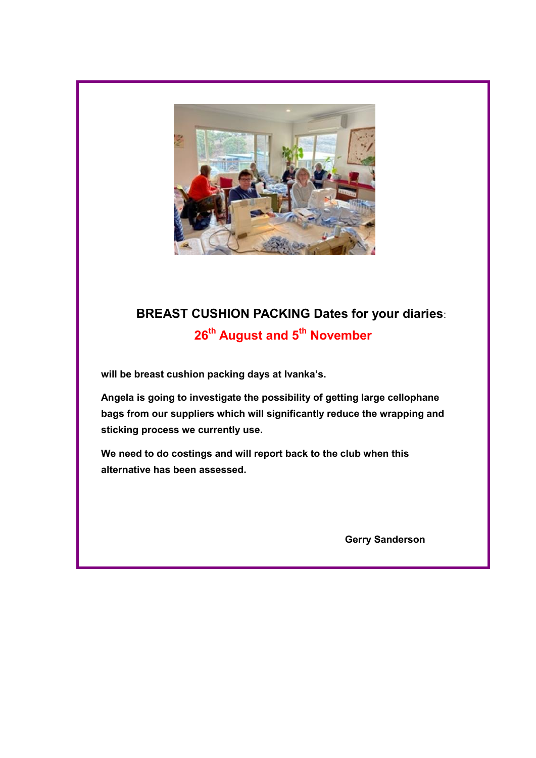**BREAST CUSHION PACKING Dates for your diaries**:

**26th August and 5th November**

**will be breast cushion packing days at Ivanka's.**

**Angela is going to investigate the possibility of getting large cellophane bags from our suppliers which will significantly reduce the wrapping and sticking process we currently use.**

**We need to do costings and will report back to the club when this alternative has been assessed.**

**Gerry Sanderson**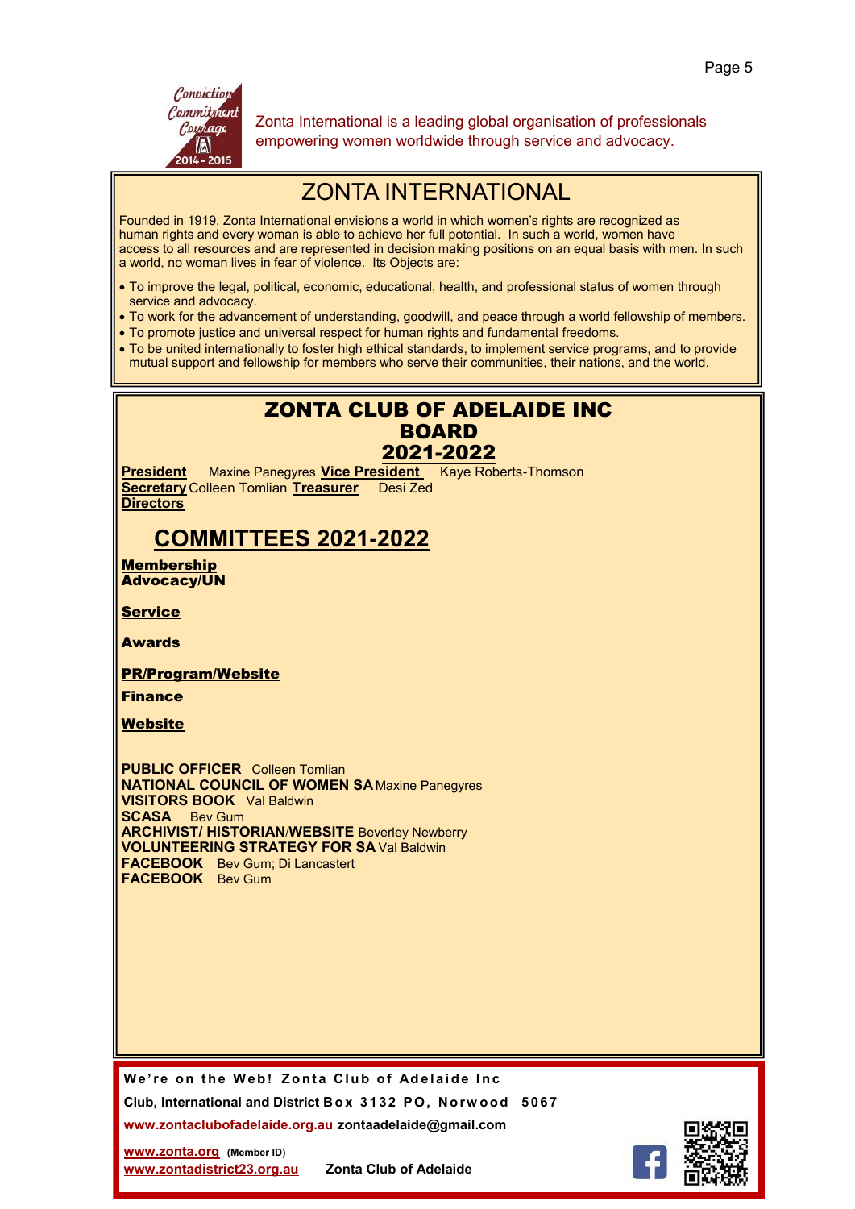Zonta International is a leading global organisation of professionals empowering women worldwide through service and advocacy.

# ZONTA INTERNATIONAL

Founded in 1919, Zonta International envisions a world in which women's rights are recognized as human rights and every woman is able to achieve her full potential. In such a world, women have access to all resources and are represented in decision making positions on an equal basis with men. In such a world, no woman lives in fear of violence. Its Objects are:

- To improve the legal, political, economic, educational, health, and professional status of women through service and advocacy.
- To work for the advancement of understanding, goodwill, and peace through a world fellowship of members.
- To promote justice and universal respect for human rights and fundamental freedoms.
- To be united internationally to foster high ethical standards, to implement service programs, and to provide mutual support and fellowship for members who serve their communities, their nations, and the world.

# ZONTA CLUB OF ADELAIDE INC

## BOARD 2021-2022

**President** Maxine Panegyres **Vice President** Kaye Roberts-Thomson
**Secretary** Colleen Tomlian **Treasurer** Desi Zed
**Directors**

## COMMITTEES 2021-2022

**Membership**
**Advocacy/UN**

**Service**

**Awards**

**PR/Program/Website**

**Finance**

**Website**

**PUBLIC OFFICER** Colleen Tomlian
**NATIONAL COUNCIL OF WOMEN SA** Maxine Panegyres
**VISITORS BOOK** Val Baldwin
**SCASA** Bev Gum
**ARCHIVIST/ HISTORIAN/WEBSITE** Beverley Newberry
**VOLUNTEERING STRATEGY FOR SA** Val Baldwin
**FACEBOOK** Bev Gum; Di Lancastert
**FACEBOOK** Bev Gum

**We're on the Web! Zonta Club of Adelaide Inc**
**Club, International and District Box 3132 PO, Norwood 5067**
**www.zontaclubofadelaide.org.au zontaadelaide@gmail.com**

**www.zonta.org** (Member ID)
**www.zontadistrict23.org.au** **Zonta Club of Adelaide**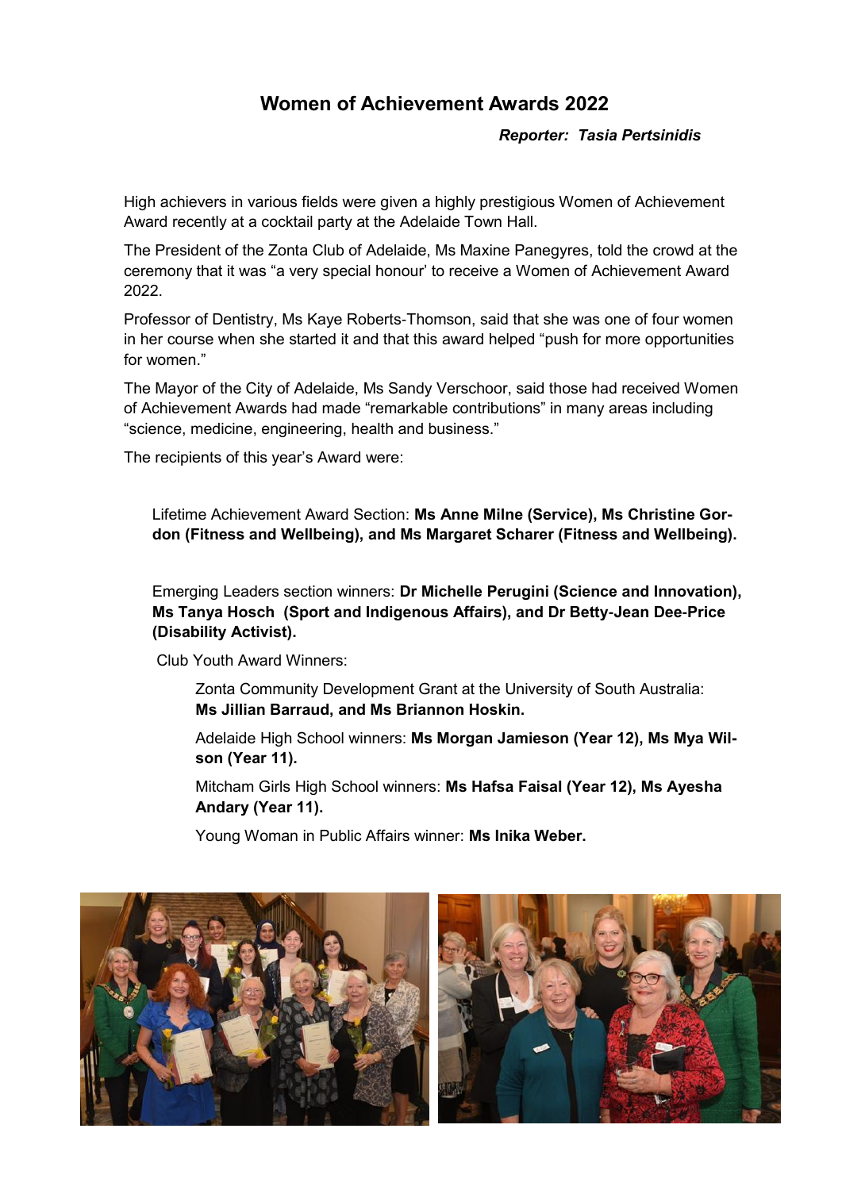# Women of Achievement Awards 2022

***Reporter: Tasia Pertsinidis***

High achievers in various fields were given a highly prestigious Women of Achievement Award recently at a cocktail party at the Adelaide Town Hall.

The President of the Zonta Club of Adelaide, Ms Maxine Panegyres, told the crowd at the ceremony that it was "a very special honour' to receive a Women of Achievement Award 2022.

Professor of Dentistry, Ms Kaye Roberts-Thomson, said that she was one of four women in her course when she started it and that this award helped "push for more opportunities for women."

The Mayor of the City of Adelaide, Ms Sandy Verschoor, said those had received Women of Achievement Awards had made "remarkable contributions" in many areas including "science, medicine, engineering, health and business."

The recipients of this year's Award were:

Lifetime Achievement Award Section: **Ms Anne Milne (Service), Ms Christine Gordon (Fitness and Wellbeing), and Ms Margaret Scharer (Fitness and Wellbeing).**

Emerging Leaders section winners: **Dr Michelle Perugini (Science and Innovation), Ms Tanya Hosch (Sport and Indigenous Affairs), and Dr Betty-Jean Dee-Price (Disability Activist).**

Club Youth Award Winners:

Zonta Community Development Grant at the University of South Australia: **Ms Jillian Barraud, and Ms Briannon Hoskin.**

Adelaide High School winners: **Ms Morgan Jamieson (Year 12), Ms Mya Wilson (Year 11).**

Mitcham Girls High School winners: **Ms Hafsa Faisal (Year 12), Ms Ayesha Andary (Year 11).**

Young Woman in Public Affairs winner: **Ms Inika Weber.**